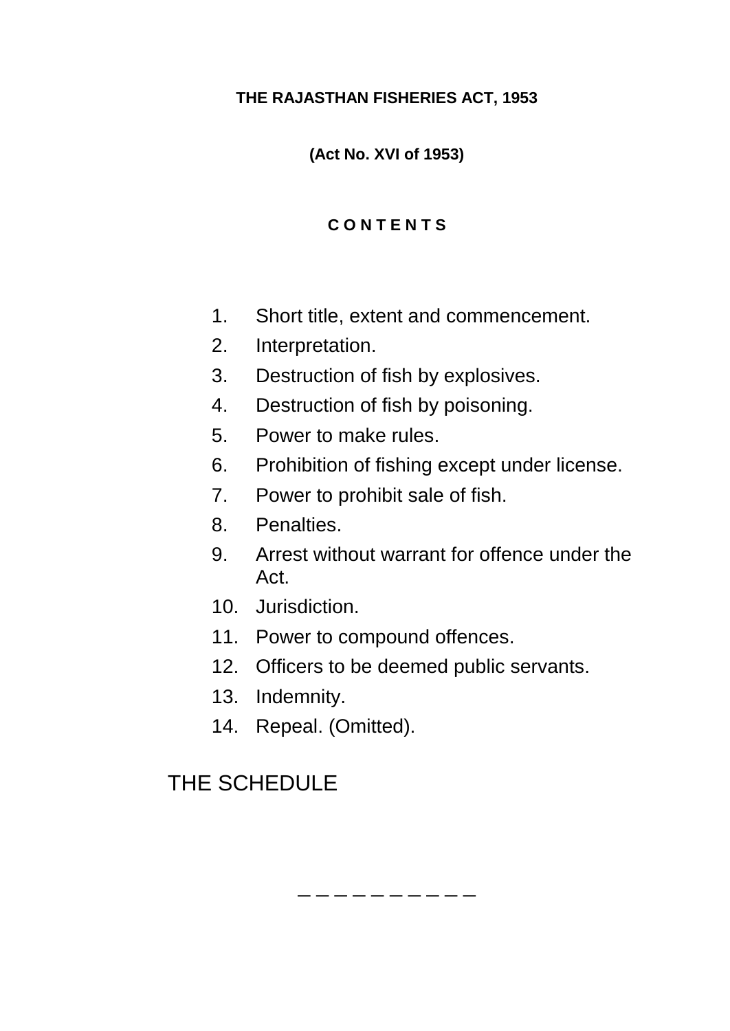# THE RAJASTHAN FISHERIES ACT, 1953

**(Act No. XVI of 1953)**

## C O N T E N T S

1. Short title, extent and commencement.
2. Interpretation.
3. Destruction of fish by explosives.
4. Destruction of fish by poisoning.
5. Power to make rules.
6. Prohibition of fishing except under license.
7. Power to prohibit sale of fish.
8. Penalties.
9. Arrest without warrant for offence under the Act.
10. Jurisdiction.
11. Power to compound offences.
12. Officers to be deemed public servants.
13. Indemnity.
14. Repeal. (Omitted).

THE SCHEDULE

– – – – – – – – – –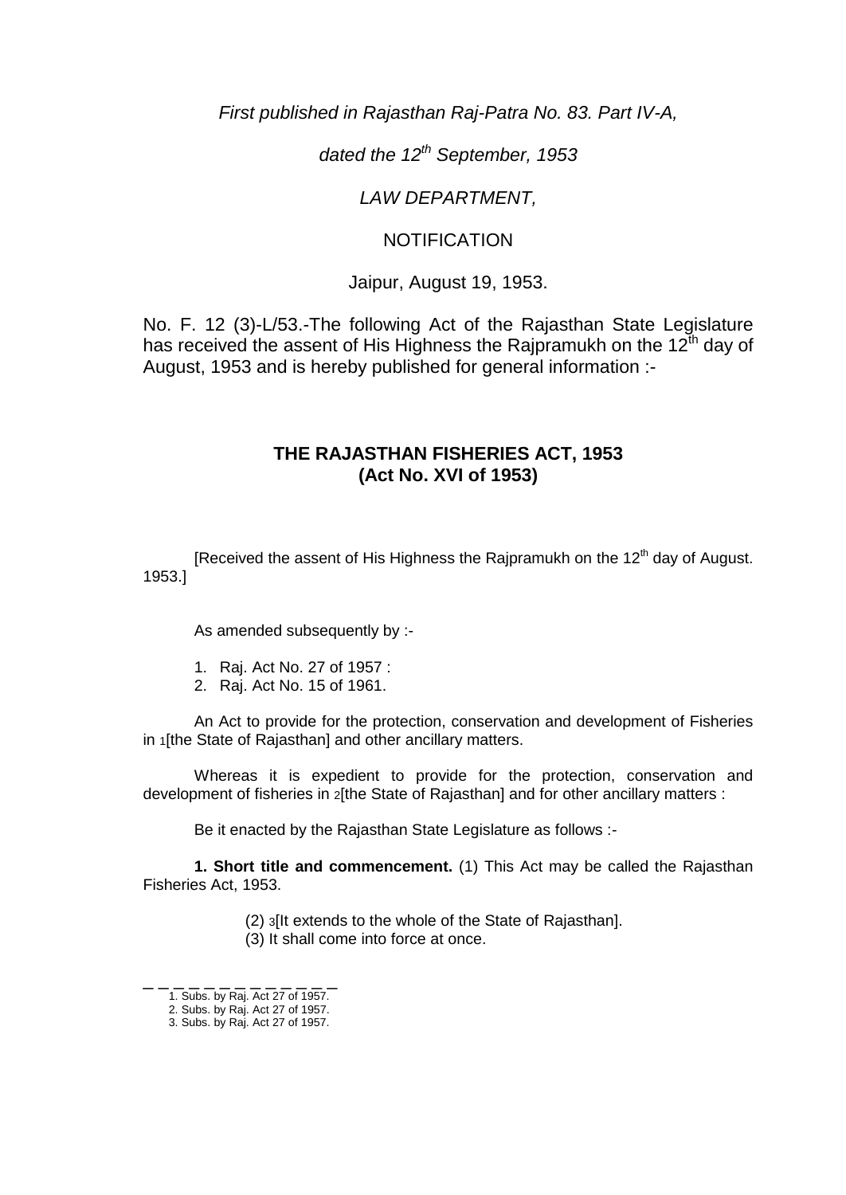*First published in Rajasthan Raj-Patra No. 83. Part IV-A,*

*dated the 12th September, 1953*

*LAW DEPARTMENT,*

NOTIFICATION

Jaipur, August 19, 1953.

No. F. 12 (3)-L/53.-The following Act of the Rajasthan State Legislature has received the assent of His Highness the Rajpramukh on the 12th day of August, 1953 and is hereby published for general information :-

## THE RAJASTHAN FISHERIES ACT, 1953
## (Act No. XVI of 1953)

[Received the assent of His Highness the Rajpramukh on the 12th day of August. 1953.]

As amended subsequently by :-

1. Raj. Act No. 27 of 1957 :
2. Raj. Act No. 15 of 1961.

An Act to provide for the protection, conservation and development of Fisheries in 1[the State of Rajasthan] and other ancillary matters.

Whereas it is expedient to provide for the protection, conservation and development of fisheries in 2[the State of Rajasthan] and for other ancillary matters :

Be it enacted by the Rajasthan State Legislature as follows :-

**1. Short title and commencement.** (1) This Act may be called the Rajasthan Fisheries Act, 1953.

(2) 3[It extends to the whole of the State of Rajasthan].
(3) It shall come into force at once.

---

1. Subs. by Raj. Act 27 of 1957.
2. Subs. by Raj. Act 27 of 1957.
3. Subs. by Raj. Act 27 of 1957.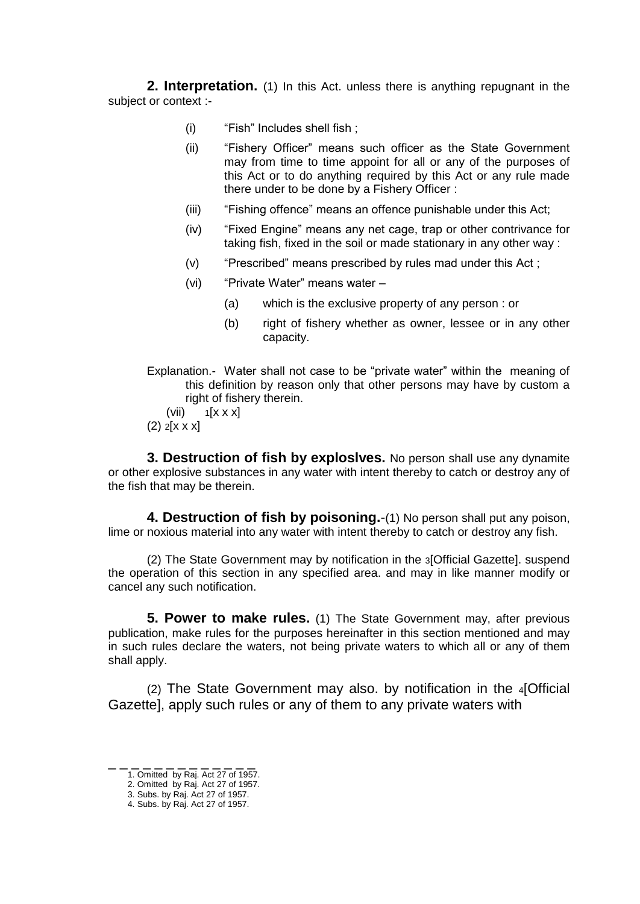**2. Interpretation.** (1) In this Act. unless there is anything repugnant in the subject or context :-

- (i) "Fish" Includes shell fish ;
- (ii) "Fishery Officer" means such officer as the State Government may from time to time appoint for all or any of the purposes of this Act or to do anything required by this Act or any rule made there under to be done by a Fishery Officer :
- (iii) "Fishing offence" means an offence punishable under this Act;
- (iv) "Fixed Engine" means any net cage, trap or other contrivance for taking fish, fixed in the soil or made stationary in any other way :
- (v) "Prescribed" means prescribed by rules mad under this Act ;
- (vi) "Private Water" means water –
  - (a) which is the exclusive property of any person : or
  - (b) right of fishery whether as owner, lessee or in any other capacity.

Explanation.- Water shall not case to be "private water" within the meaning of this definition by reason only that other persons may have by custom a right of fishery therein.

(vii) 1[x x x]

(2) 2[x x x]

**3. Destruction of fish by explosIves.** No person shall use any dynamite or other explosive substances in any water with intent thereby to catch or destroy any of the fish that may be therein.

**4. Destruction of fish by poisoning.**-(1) No person shall put any poison, lime or noxious material into any water with intent thereby to catch or destroy any fish.

(2) The State Government may by notification in the 3[Official Gazette]. suspend the operation of this section in any specified area. and may in like manner modify or cancel any such notification.

**5. Power to make rules.** (1) The State Government may, after previous publication, make rules for the purposes hereinafter in this section mentioned and may in such rules declare the waters, not being private waters to which all or any of them shall apply.

(2) The State Government may also. by notification in the 4[Official Gazette], apply such rules or any of them to any private waters with

---

1. Omitted by Raj. Act 27 of 1957.
2. Omitted by Raj. Act 27 of 1957.
3. Subs. by Raj. Act 27 of 1957.
4. Subs. by Raj. Act 27 of 1957.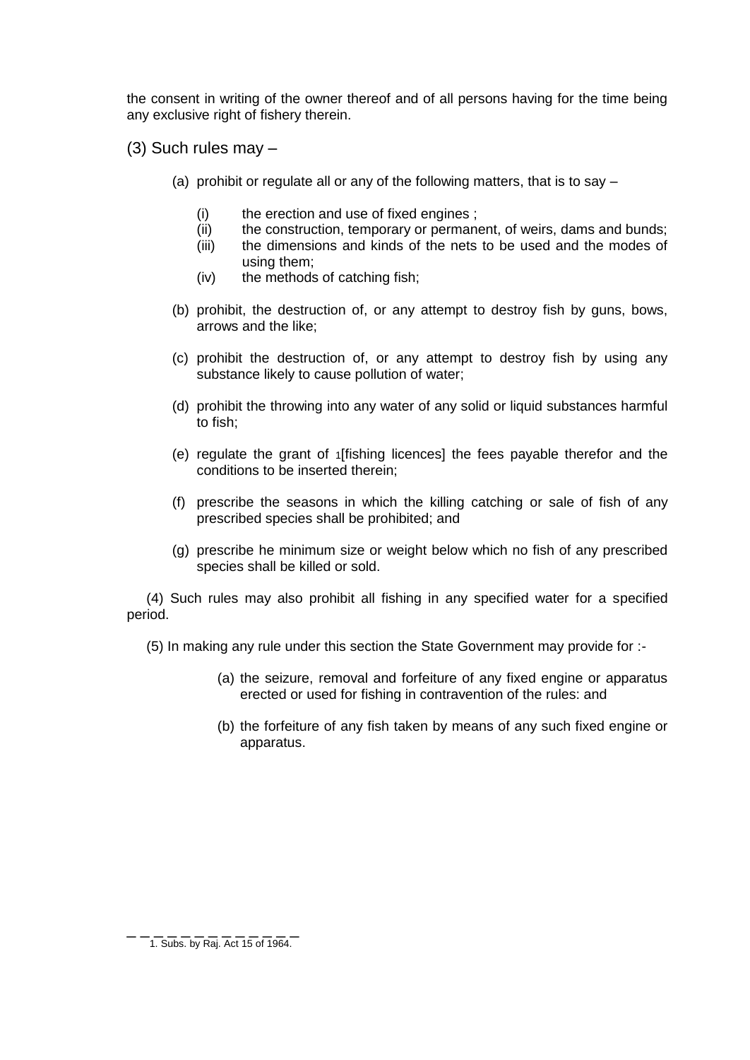the consent in writing of the owner thereof and of all persons having for the time being any exclusive right of fishery therein.

(3) Such rules may –

(a) prohibit or regulate all or any of the following matters, that is to say –

- (i) the erection and use of fixed engines ;
- (ii) the construction, temporary or permanent, of weirs, dams and bunds;
- (iii) the dimensions and kinds of the nets to be used and the modes of using them;
- (iv) the methods of catching fish;

(b) prohibit, the destruction of, or any attempt to destroy fish by guns, bows, arrows and the like;

(c) prohibit the destruction of, or any attempt to destroy fish by using any substance likely to cause pollution of water;

(d) prohibit the throwing into any water of any solid or liquid substances harmful to fish;

(e) regulate the grant of [1][fishing licences] the fees payable therefor and the conditions to be inserted therein;

(f) prescribe the seasons in which the killing catching or sale of fish of any prescribed species shall be prohibited; and

(g) prescribe he minimum size or weight below which no fish of any prescribed species shall be killed or sold.

(4) Such rules may also prohibit all fishing in any specified water for a specified period.

(5) In making any rule under this section the State Government may provide for :-

(a) the seizure, removal and forfeiture of any fixed engine or apparatus erected or used for fishing in contravention of the rules: and

(b) the forfeiture of any fish taken by means of any such fixed engine or apparatus.

---

1. Subs. by Raj. Act 15 of 1964.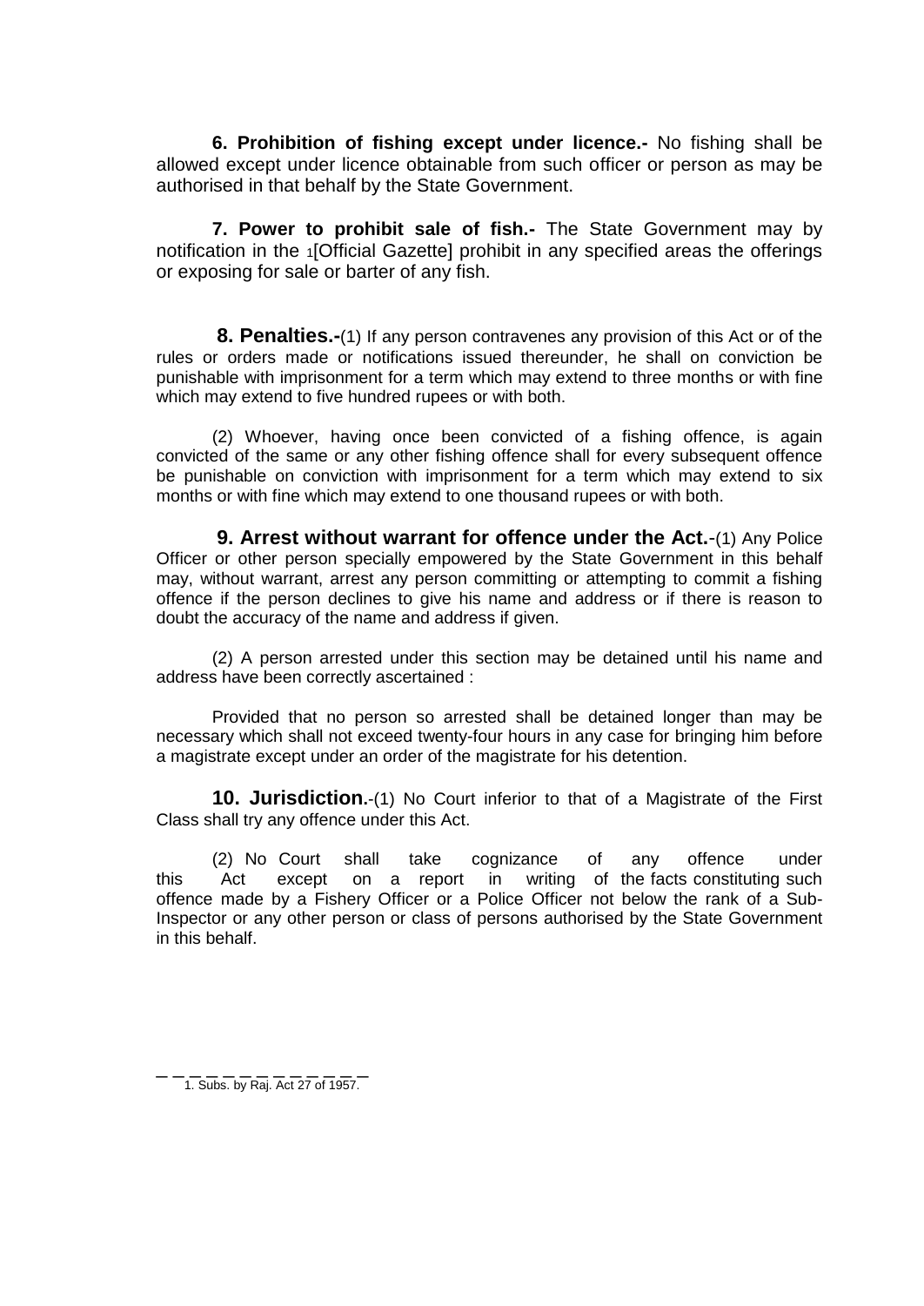**6. Prohibition of fishing except under licence.-** No fishing shall be allowed except under licence obtainable from such officer or person as may be authorised in that behalf by the State Government.

**7. Power to prohibit sale of fish.-** The State Government may by notification in the [1][Official Gazette] prohibit in any specified areas the offerings or exposing for sale or barter of any fish.

**8. Penalties.-**(1) If any person contravenes any provision of this Act or of the rules or orders made or notifications issued thereunder, he shall on conviction be punishable with imprisonment for a term which may extend to three months or with fine which may extend to five hundred rupees or with both.

(2) Whoever, having once been convicted of a fishing offence, is again convicted of the same or any other fishing offence shall for every subsequent offence be punishable on conviction with imprisonment for a term which may extend to six months or with fine which may extend to one thousand rupees or with both.

**9. Arrest without warrant for offence under the Act.**-(1) Any Police Officer or other person specially empowered by the State Government in this behalf may, without warrant, arrest any person committing or attempting to commit a fishing offence if the person declines to give his name and address or if there is reason to doubt the accuracy of the name and address if given.

(2) A person arrested under this section may be detained until his name and address have been correctly ascertained :

Provided that no person so arrested shall be detained longer than may be necessary which shall not exceed twenty-four hours in any case for bringing him before a magistrate except under an order of the magistrate for his detention.

**10. Jurisdiction**.-(1) No Court inferior to that of a Magistrate of the First Class shall try any offence under this Act.

(2) No Court shall take cognizance of any offence under this Act except on a report in writing of the facts constituting such offence made by a Fishery Officer or a Police Officer not below the rank of a Sub-Inspector or any other person or class of persons authorised by the State Government in this behalf.

---

1. Subs. by Raj. Act 27 of 1957.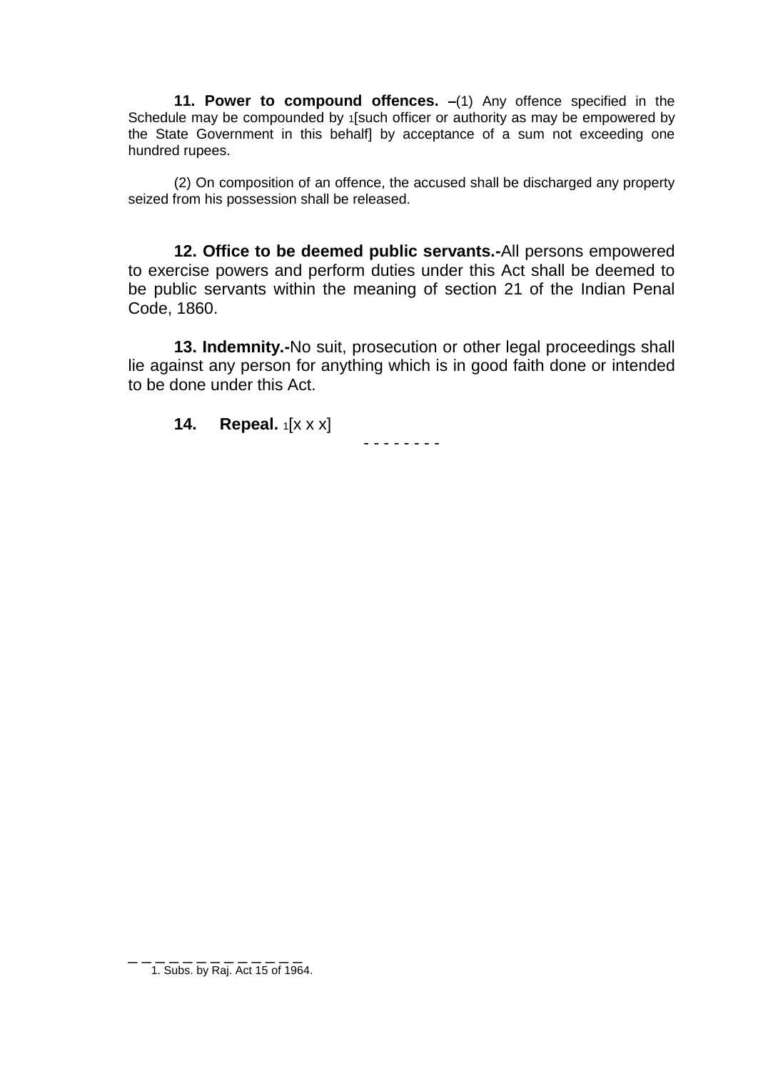**11. Power to compound offences. –**(1) Any offence specified in the Schedule may be compounded by [1][such officer or authority as may be empowered by the State Government in this behalf] by acceptance of a sum not exceeding one hundred rupees.

(2) On composition of an offence, the accused shall be discharged any property seized from his possession shall be released.

**12. Office to be deemed public servants.-**All persons empowered to exercise powers and perform duties under this Act shall be deemed to be public servants within the meaning of section 21 of the Indian Penal Code, 1860.

**13. Indemnity.-**No suit, prosecution or other legal proceedings shall lie against any person for anything which is in good faith done or intended to be done under this Act.

**14. Repeal.** [1][x x x]

\- - - - - - - -

---

1. Subs. by Raj. Act 15 of 1964.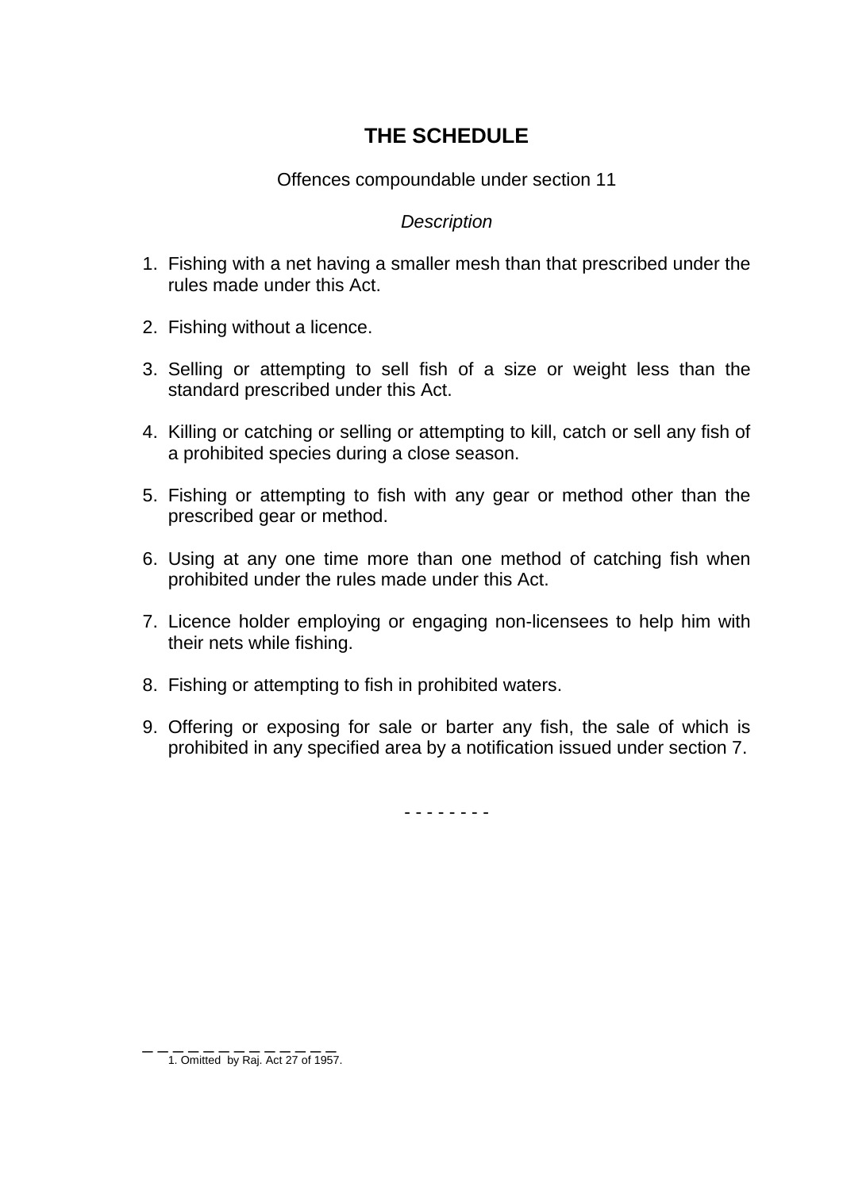# THE SCHEDULE

Offences compoundable under section 11

*Description*

1. Fishing with a net having a smaller mesh than that prescribed under the rules made under this Act.

2. Fishing without a licence.

3. Selling or attempting to sell fish of a size or weight less than the standard prescribed under this Act.

4. Killing or catching or selling or attempting to kill, catch or sell any fish of a prohibited species during a close season.

5. Fishing or attempting to fish with any gear or method other than the prescribed gear or method.

6. Using at any one time more than one method of catching fish when prohibited under the rules made under this Act.

7. Licence holder employing or engaging non-licensees to help him with their nets while fishing.

8. Fishing or attempting to fish in prohibited waters.

9. Offering or exposing for sale or barter any fish, the sale of which is prohibited in any specified area by a notification issued under section 7.

- - - - - - - -

1. Omitted by Raj. Act 27 of 1957.